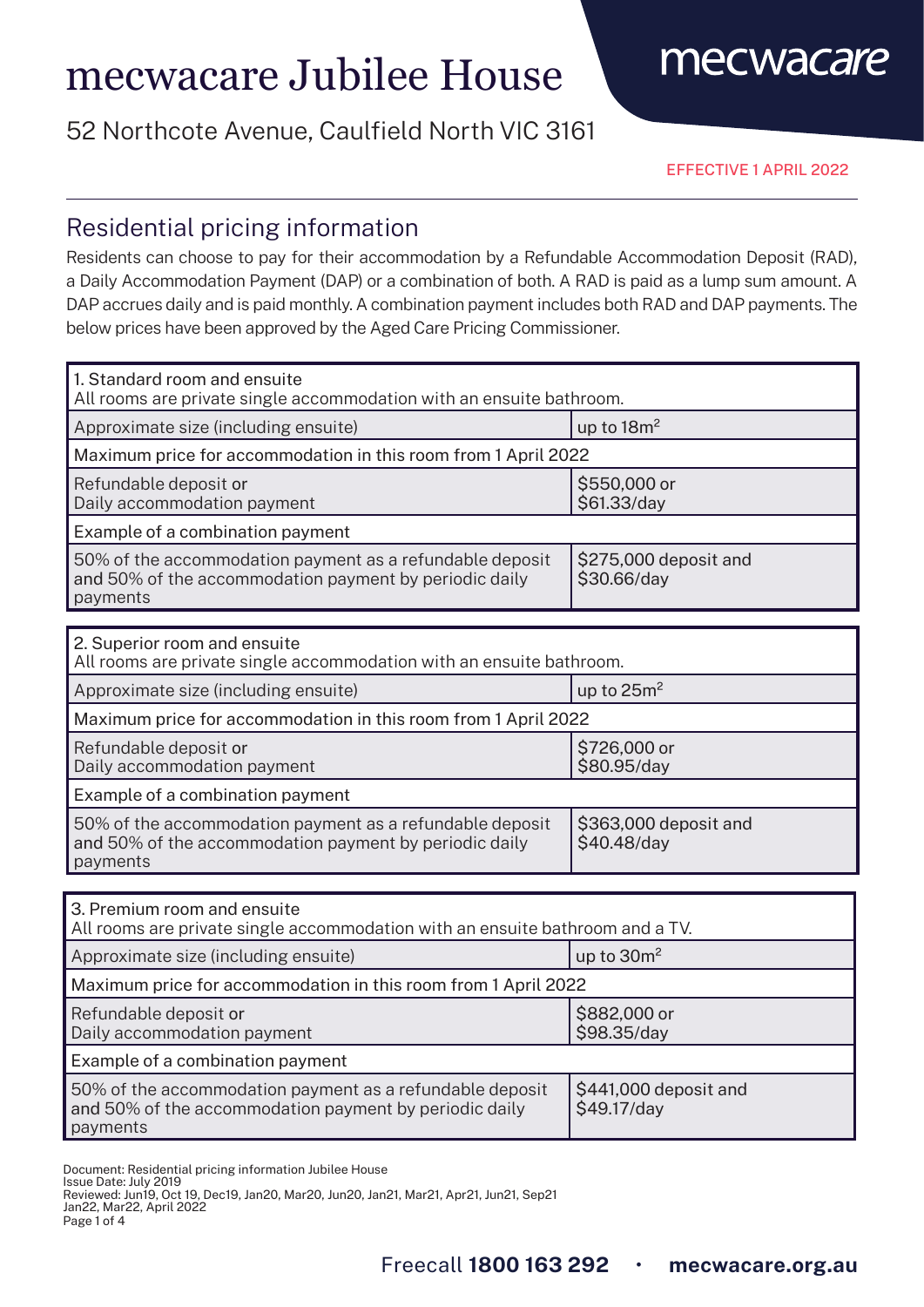# mecwacare Jubilee House

52 Northcote Avenue, Caulfield North VIC 3161

mecwacare

EFFECTIVE 1 APRIL 2022

## Residential pricing information

Residents can choose to pay for their accommodation by a Refundable Accommodation Deposit (RAD), a Daily Accommodation Payment (DAP) or a combination of both. A RAD is paid as a lump sum amount. A DAP accrues daily and is paid monthly. A combination payment includes both RAD and DAP payments. The below prices have been approved by the Aged Care Pricing Commissioner.

| 1. Standard room and ensuite<br>All rooms are private single accommodation with an ensuite bathroom. | |
|---|---|
| Approximate size (including ensuite) | up to 18m$^2$ |
| Maximum price for accommodation in this room from 1 April 2022 | |
| Refundable deposit or<br>Daily accommodation payment | $550,000 or<br>$61.33/day |
| Example of a combination payment | |
| 50% of the accommodation payment as a refundable deposit and 50% of the accommodation payment by periodic daily payments | $275,000 deposit and<br>$30.66/day |

| 2. Superior room and ensuite<br>All rooms are private single accommodation with an ensuite bathroom. | |
|---|---|
| Approximate size (including ensuite) | up to 25m$^2$ |
| Maximum price for accommodation in this room from 1 April 2022 | |
| Refundable deposit or<br>Daily accommodation payment | $726,000 or<br>$80.95/day |
| Example of a combination payment | |
| 50% of the accommodation payment as a refundable deposit and 50% of the accommodation payment by periodic daily payments | $363,000 deposit and<br>$40.48/day |

| 3. Premium room and ensuite<br>All rooms are private single accommodation with an ensuite bathroom and a TV. | |
|---|---|
| Approximate size (including ensuite) | up to 30m$^2$ |
| Maximum price for accommodation in this room from 1 April 2022 | |
| Refundable deposit or<br>Daily accommodation payment | $882,000 or<br>$98.35/day |
| Example of a combination payment | |
| 50% of the accommodation payment as a refundable deposit and 50% of the accommodation payment by periodic daily payments | $441,000 deposit and<br>$49.17/day |

Document: Residential pricing information Jubilee House
Issue Date: July 2019
Reviewed: Jun19, Oct 19, Dec19, Jan20, Mar20, Jun20, Jan21, Mar21, Apr21, Jun21, Sep21
Jan22, Mar22, April 2022

Freecall **1800 163 292** · **mecwacare.org.au**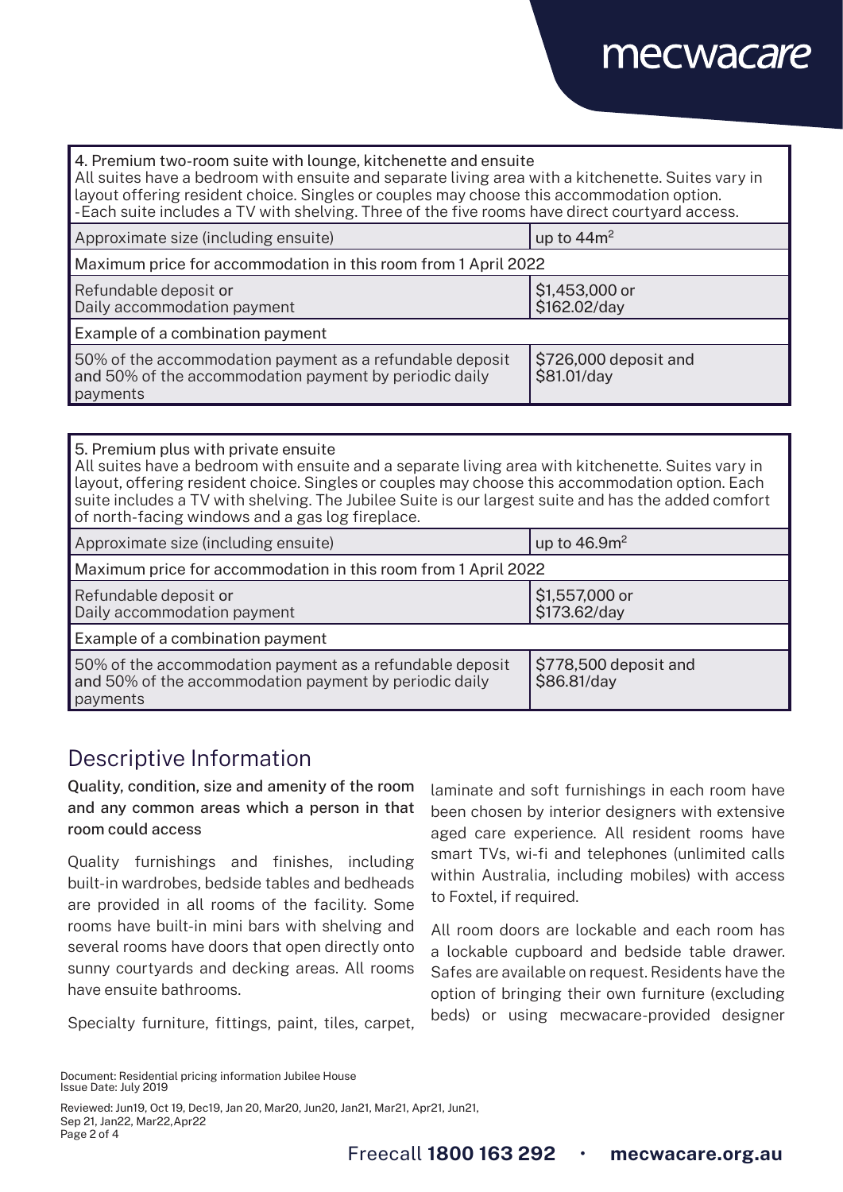| 4. Premium two-room suite with lounge, kitchenette and ensuite<br>All suites have a bedroom with ensuite and separate living area with a kitchenette. Suites vary in layout offering resident choice. Singles or couples may choose this accommodation option.<br>-Each suite includes a TV with shelving. Three of the five rooms have direct courtyard access. | |
|---|---|
| Approximate size (including ensuite) | up to 44m$^2$ |
| Maximum price for accommodation in this room from 1 April 2022 | |
| Refundable deposit or<br>Daily accommodation payment | $1,453,000 or<br>$162.02/day |
| Example of a combination payment | |
| 50% of the accommodation payment as a refundable deposit and 50% of the accommodation payment by periodic daily payments | $726,000 deposit and<br>$81.01/day |

| 5. Premium plus with private ensuite<br>All suites have a bedroom with ensuite and a separate living area with kitchenette. Suites vary in layout, offering resident choice. Singles or couples may choose this accommodation option. Each suite includes a TV with shelving. The Jubilee Suite is our largest suite and has the added comfort of north-facing windows and a gas log fireplace. | |
|---|---|
| Approximate size (including ensuite) | up to 46.9m$^2$ |
| Maximum price for accommodation in this room from 1 April 2022 | |
| Refundable deposit or<br>Daily accommodation payment | $1,557,000 or<br>$173.62/day |
| Example of a combination payment | |
| 50% of the accommodation payment as a refundable deposit and 50% of the accommodation payment by periodic daily payments | $778,500 deposit and<br>$86.81/day |

## Descriptive Information

**Quality, condition, size and amenity of the room and any common areas which a person in that room could access**

Quality furnishings and finishes, including built-in wardrobes, bedside tables and bedheads are provided in all rooms of the facility. Some rooms have built-in mini bars with shelving and several rooms have doors that open directly onto sunny courtyards and decking areas. All rooms have ensuite bathrooms.

Specialty furniture, fittings, paint, tiles, carpet, laminate and soft furnishings in each room have been chosen by interior designers with extensive aged care experience. All resident rooms have smart TVs, wi-fi and telephones (unlimited calls within Australia, including mobiles) with access to Foxtel, if required.

All room doors are lockable and each room has a lockable cupboard and bedside table drawer. Safes are available on request. Residents have the option of bringing their own furniture (excluding beds) or using mecwacare-provided designer

Document: Residential pricing information Jubilee House
Issue Date: July 2019

Reviewed: Jun19, Oct 19, Dec19, Jan 20, Mar20, Jun20, Jan21, Mar21, Apr21, Jun21, Sep 21, Jan22, Mar22, Apr22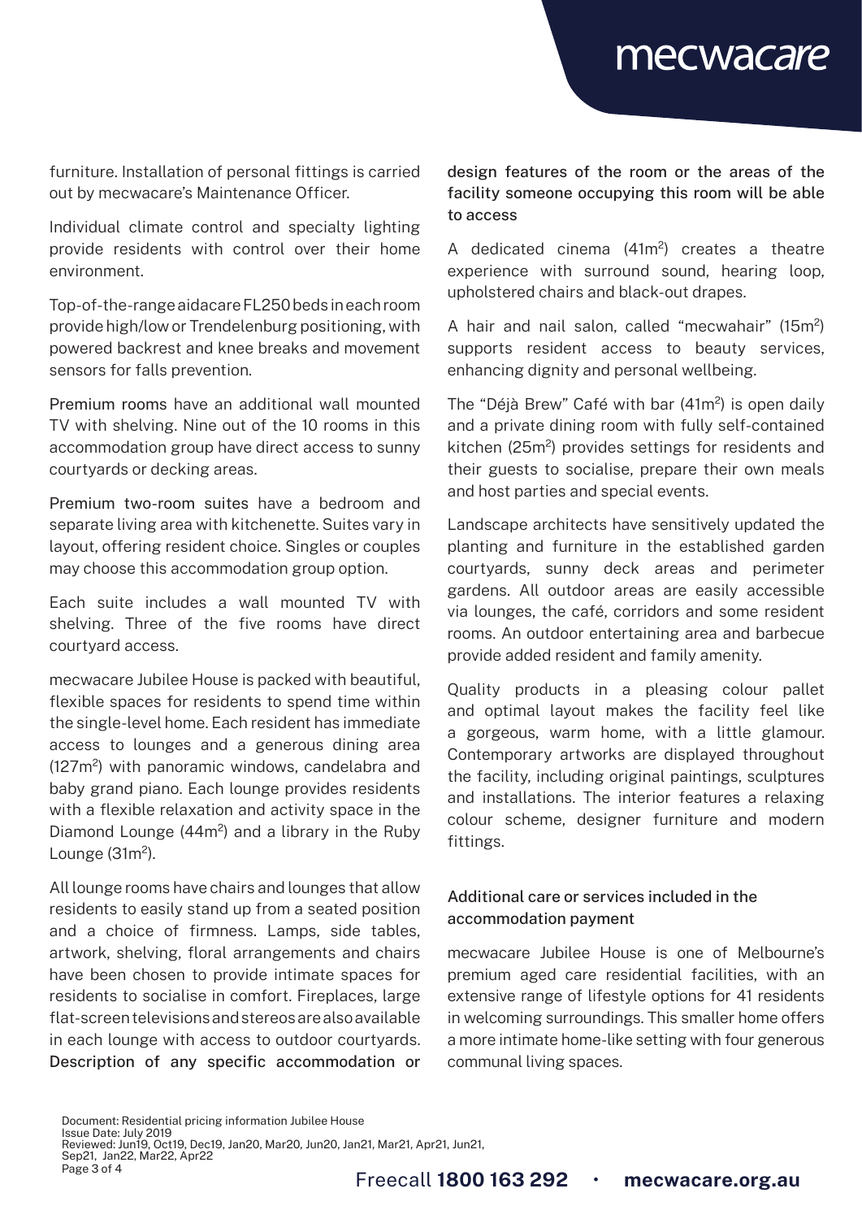furniture. Installation of personal fittings is carried out by mecwacare's Maintenance Officer.

Individual climate control and specialty lighting provide residents with control over their home environment.

Top-of-the-range aidacare FL250 beds in each room provide high/low or Trendelenburg positioning, with powered backrest and knee breaks and movement sensors for falls prevention.

Premium rooms have an additional wall mounted TV with shelving. Nine out of the 10 rooms in this accommodation group have direct access to sunny courtyards or decking areas.

Premium two-room suites have a bedroom and separate living area with kitchenette. Suites vary in layout, offering resident choice. Singles or couples may choose this accommodation group option.

Each suite includes a wall mounted TV with shelving. Three of the five rooms have direct courtyard access.

mecwacare Jubilee House is packed with beautiful, flexible spaces for residents to spend time within the single-level home. Each resident has immediate access to lounges and a generous dining area (127m$^2$) with panoramic windows, candelabra and baby grand piano. Each lounge provides residents with a flexible relaxation and activity space in the Diamond Lounge (44m$^2$) and a library in the Ruby Lounge (31m$^2$).

All lounge rooms have chairs and lounges that allow residents to easily stand up from a seated position and a choice of firmness. Lamps, side tables, artwork, shelving, floral arrangements and chairs have been chosen to provide intimate spaces for residents to socialise in comfort. Fireplaces, large flat-screen televisions and stereos are also available in each lounge with access to outdoor courtyards.

### Description of any specific accommodation or design features of the room or the areas of the facility someone occupying this room will be able to access

A dedicated cinema (41m$^2$) creates a theatre experience with surround sound, hearing loop, upholstered chairs and black-out drapes.

A hair and nail salon, called "mecwahair" (15m$^2$) supports resident access to beauty services, enhancing dignity and personal wellbeing.

The "Déjà Brew" Café with bar (41m$^2$) is open daily and a private dining room with fully self-contained kitchen (25m$^2$) provides settings for residents and their guests to socialise, prepare their own meals and host parties and special events.

Landscape architects have sensitively updated the planting and furniture in the established garden courtyards, sunny deck areas and perimeter gardens. All outdoor areas are easily accessible via lounges, the café, corridors and some resident rooms. An outdoor entertaining area and barbecue provide added resident and family amenity.

Quality products in a pleasing colour pallet and optimal layout makes the facility feel like a gorgeous, warm home, with a little glamour. Contemporary artworks are displayed throughout the facility, including original paintings, sculptures and installations. The interior features a relaxing colour scheme, designer furniture and modern fittings.

### Additional care or services included in the accommodation payment

mecwacare Jubilee House is one of Melbourne's premium aged care residential facilities, with an extensive range of lifestyle options for 41 residents in welcoming surroundings. This smaller home offers a more intimate home-like setting with four generous communal living spaces.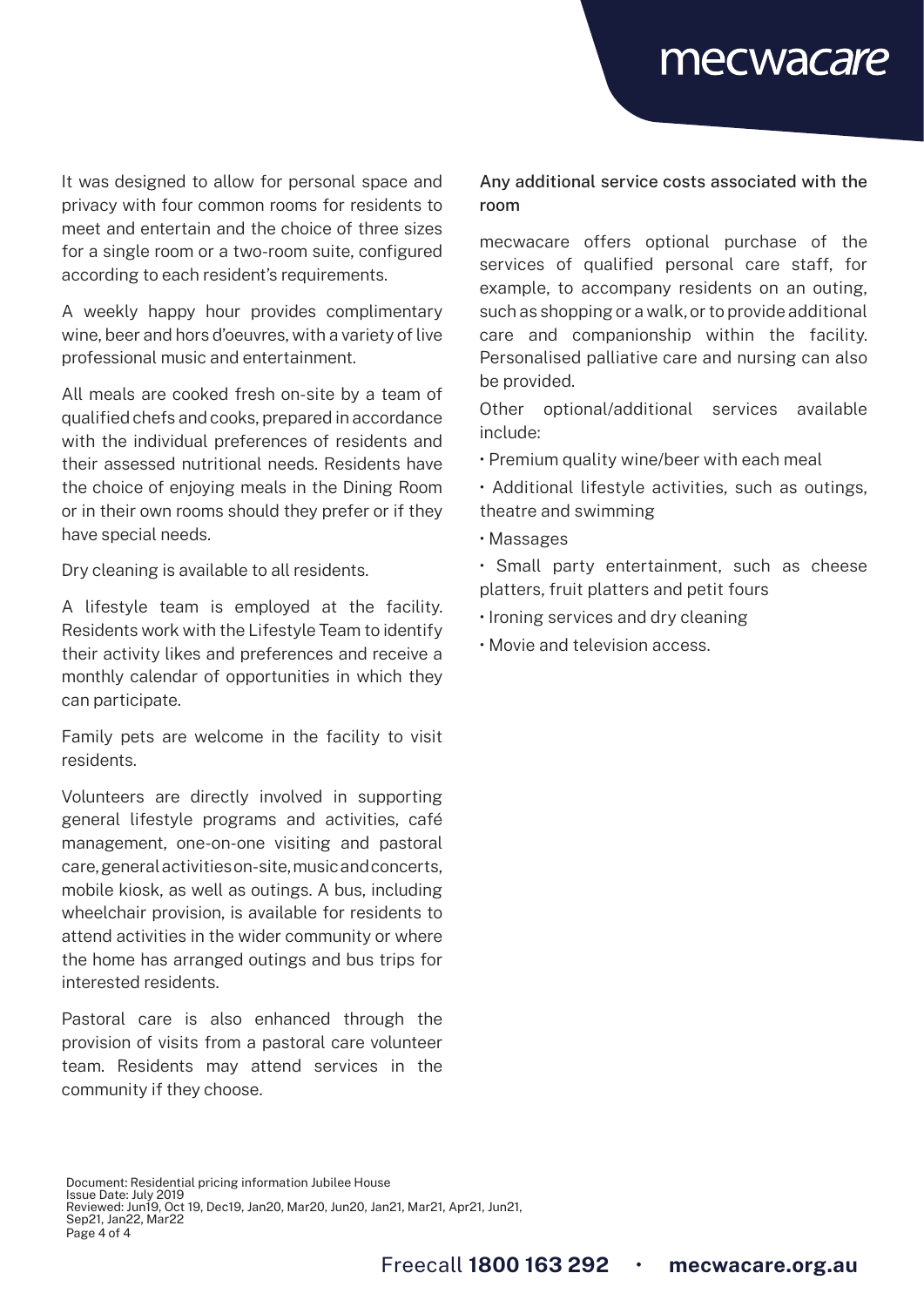It was designed to allow for personal space and privacy with four common rooms for residents to meet and entertain and the choice of three sizes for a single room or a two-room suite, configured according to each resident's requirements.

A weekly happy hour provides complimentary wine, beer and hors d'oeuvres, with a variety of live professional music and entertainment.

All meals are cooked fresh on-site by a team of qualified chefs and cooks, prepared in accordance with the individual preferences of residents and their assessed nutritional needs. Residents have the choice of enjoying meals in the Dining Room or in their own rooms should they prefer or if they have special needs.

Dry cleaning is available to all residents.

A lifestyle team is employed at the facility. Residents work with the Lifestyle Team to identify their activity likes and preferences and receive a monthly calendar of opportunities in which they can participate.

Family pets are welcome in the facility to visit residents.

Volunteers are directly involved in supporting general lifestyle programs and activities, café management, one-on-one visiting and pastoral care, general activities on-site, music and concerts, mobile kiosk, as well as outings. A bus, including wheelchair provision, is available for residents to attend activities in the wider community or where the home has arranged outings and bus trips for interested residents.

Pastoral care is also enhanced through the provision of visits from a pastoral care volunteer team. Residents may attend services in the community if they choose.

## Any additional service costs associated with the room

mecwacare offers optional purchase of the services of qualified personal care staff, for example, to accompany residents on an outing, such as shopping or a walk, or to provide additional care and companionship within the facility. Personalised palliative care and nursing can also be provided.

Other optional/additional services available include:

- Premium quality wine/beer with each meal
- Additional lifestyle activities, such as outings, theatre and swimming
- Massages
- Small party entertainment, such as cheese platters, fruit platters and petit fours
- Ironing services and dry cleaning
- Movie and television access.

Document: Residential pricing information Jubilee House
Issue Date: July 2019
Reviewed: Jun19, Oct 19, Dec19, Jan20, Mar20, Jun20, Jan21, Mar21, Apr21, Jun21, Sep21, Jan22, Mar22